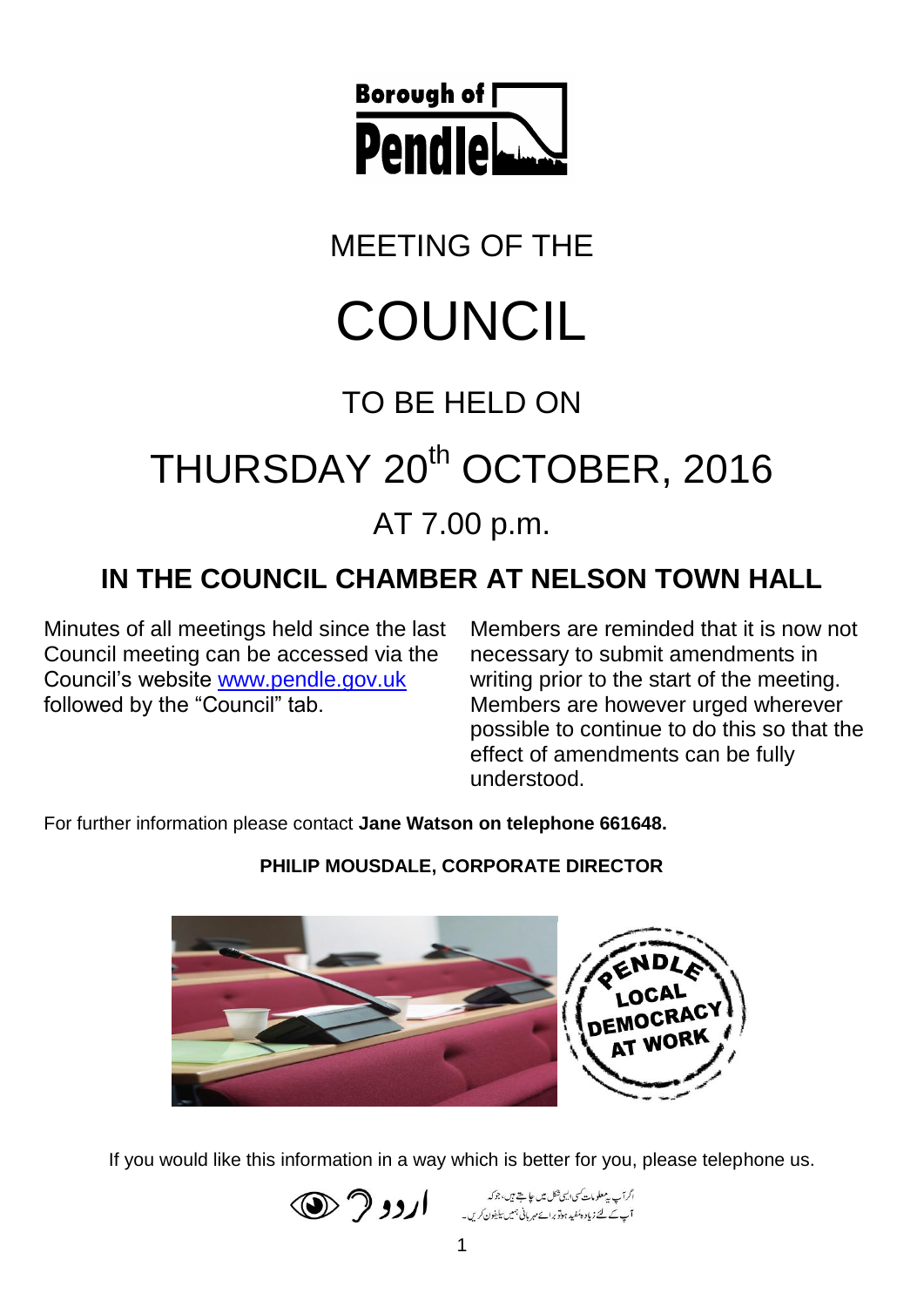Borough of Pendle

# MEETING OF THE

# COUNCIL

## TO BE HELD ON

# THURSDAY 20th OCTOBER, 2016

## AT 7.00 p.m.

## IN THE COUNCIL CHAMBER AT NELSON TOWN HALL

Minutes of all meetings held since the last Council meeting can be accessed via the Council's website www.pendle.gov.uk followed by the "Council" tab.

Members are reminded that it is now not necessary to submit amendments in writing prior to the start of the meeting. Members are however urged wherever possible to continue to do this so that the effect of amendments can be fully understood.

For further information please contact **Jane Watson on telephone 661648.**

**PHILIP MOUSDALE, CORPORATE DIRECTOR**

PENDLE LOCAL DEMOCRACY AT WORK

If you would like this information in a way which is better for you, please telephone us.

اردو

اگر آپ یہ معلومات کسی ایسی شکل میں چاہتے ہیں، جو کہ آپ کے لئے زیادہ مفید ہو تو برائے مہربانی ہمیں ٹیلیفون کریں۔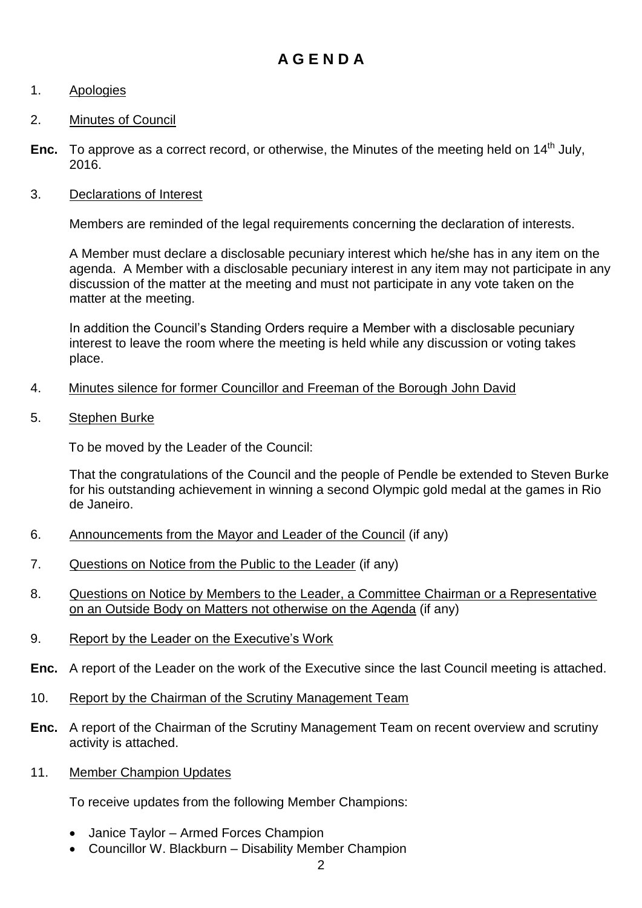# A G E N D A

1. Apologies

2. Minutes of Council

**Enc.** To approve as a correct record, or otherwise, the Minutes of the meeting held on 14th July, 2016.

3. Declarations of Interest

   Members are reminded of the legal requirements concerning the declaration of interests.

   A Member must declare a disclosable pecuniary interest which he/she has in any item on the agenda. A Member with a disclosable pecuniary interest in any item may not participate in any discussion of the matter at the meeting and must not participate in any vote taken on the matter at the meeting.

   In addition the Council's Standing Orders require a Member with a disclosable pecuniary interest to leave the room where the meeting is held while any discussion or voting takes place.

4. Minutes silence for former Councillor and Freeman of the Borough John David

5. Stephen Burke

   To be moved by the Leader of the Council:

   That the congratulations of the Council and the people of Pendle be extended to Steven Burke for his outstanding achievement in winning a second Olympic gold medal at the games in Rio de Janeiro.

6. Announcements from the Mayor and Leader of the Council (if any)

7. Questions on Notice from the Public to the Leader (if any)

8. Questions on Notice by Members to the Leader, a Committee Chairman or a Representative on an Outside Body on Matters not otherwise on the Agenda (if any)

9. Report by the Leader on the Executive's Work

**Enc.** A report of the Leader on the work of the Executive since the last Council meeting is attached.

10. Report by the Chairman of the Scrutiny Management Team

**Enc.** A report of the Chairman of the Scrutiny Management Team on recent overview and scrutiny activity is attached.

11. Member Champion Updates

    To receive updates from the following Member Champions:

    - Janice Taylor – Armed Forces Champion
    - Councillor W. Blackburn – Disability Member Champion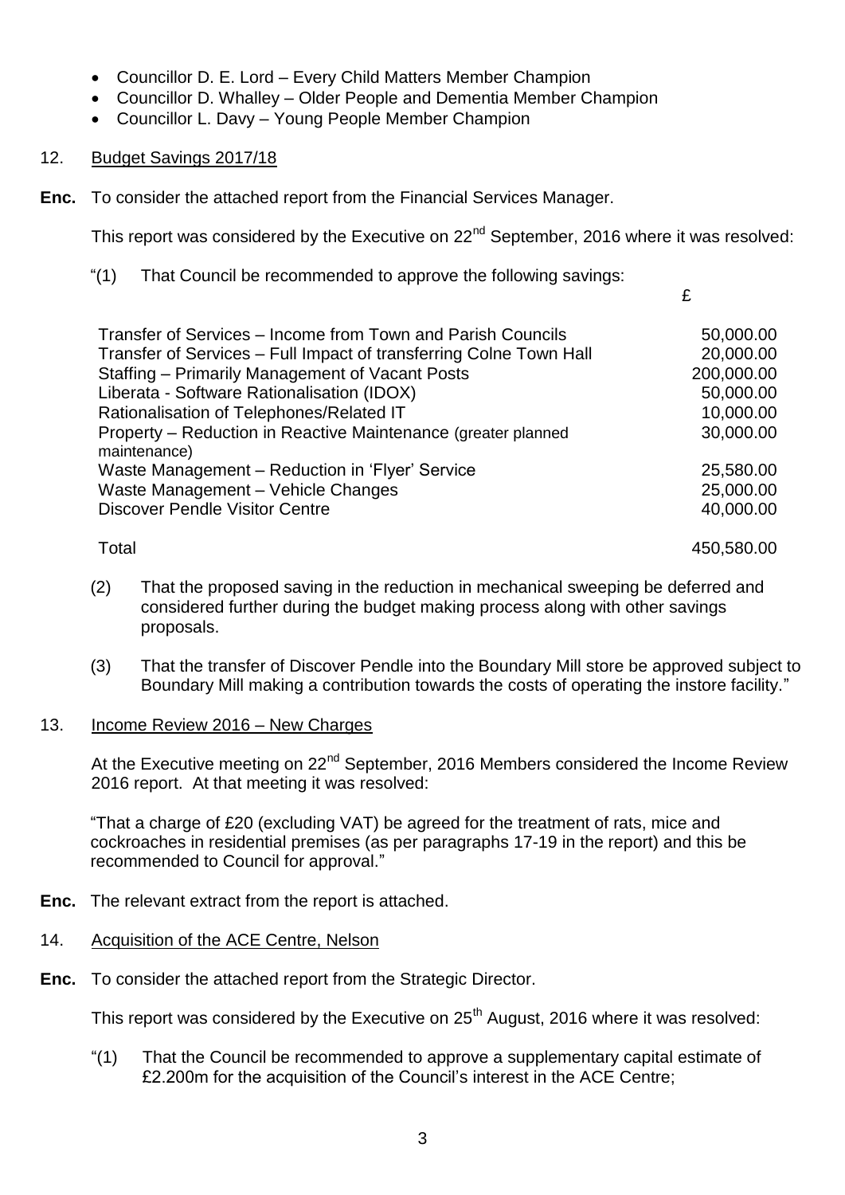- Councillor D. E. Lord – Every Child Matters Member Champion
- Councillor D. Whalley – Older People and Dementia Member Champion
- Councillor L. Davy – Young People Member Champion

12. Budget Savings 2017/18

**Enc.** To consider the attached report from the Financial Services Manager.

This report was considered by the Executive on 22nd September, 2016 where it was resolved:

"(1) That Council be recommended to approve the following savings:

| | £ |
|---|---|
| Transfer of Services – Income from Town and Parish Councils | 50,000.00 |
| Transfer of Services – Full Impact of transferring Colne Town Hall | 20,000.00 |
| Staffing – Primarily Management of Vacant Posts | 200,000.00 |
| Liberata - Software Rationalisation (IDOX) | 50,000.00 |
| Rationalisation of Telephones/Related IT | 10,000.00 |
| Property – Reduction in Reactive Maintenance (greater planned maintenance) | 30,000.00 |
| Waste Management – Reduction in 'Flyer' Service | 25,580.00 |
| Waste Management – Vehicle Changes | 25,000.00 |
| Discover Pendle Visitor Centre | 40,000.00 |
| Total | 450,580.00 |

(2) That the proposed saving in the reduction in mechanical sweeping be deferred and considered further during the budget making process along with other savings proposals.

(3) That the transfer of Discover Pendle into the Boundary Mill store be approved subject to Boundary Mill making a contribution towards the costs of operating the instore facility."

13. Income Review 2016 – New Charges

At the Executive meeting on 22nd September, 2016 Members considered the Income Review 2016 report. At that meeting it was resolved:

"That a charge of £20 (excluding VAT) be agreed for the treatment of rats, mice and cockroaches in residential premises (as per paragraphs 17-19 in the report) and this be recommended to Council for approval."

**Enc.** The relevant extract from the report is attached.

14. Acquisition of the ACE Centre, Nelson

**Enc.** To consider the attached report from the Strategic Director.

This report was considered by the Executive on 25th August, 2016 where it was resolved:

"(1) That the Council be recommended to approve a supplementary capital estimate of £2.200m for the acquisition of the Council's interest in the ACE Centre;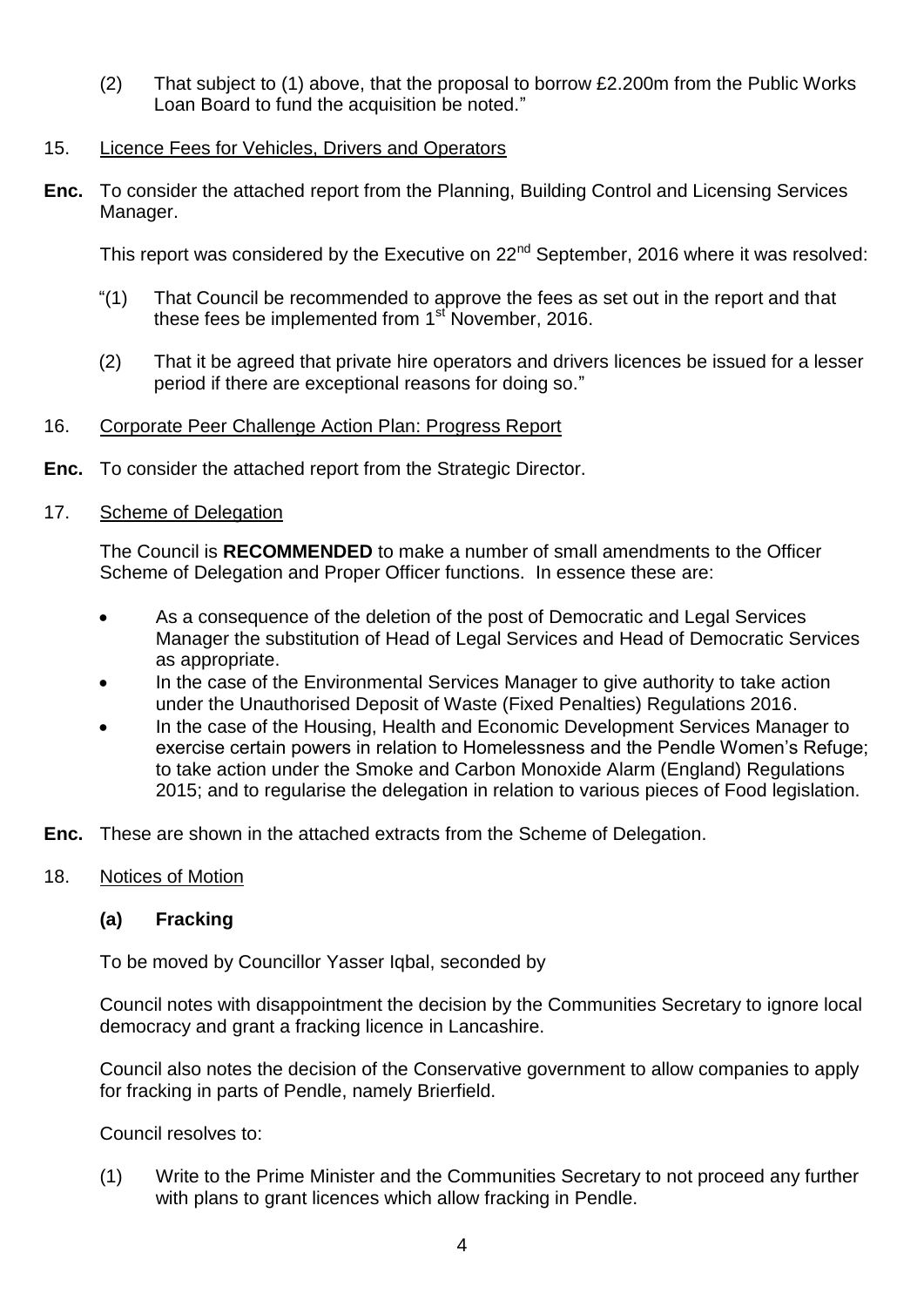(2) That subject to (1) above, that the proposal to borrow £2.200m from the Public Works Loan Board to fund the acquisition be noted."

15. Licence Fees for Vehicles, Drivers and Operators

**Enc.** To consider the attached report from the Planning, Building Control and Licensing Services Manager.

This report was considered by the Executive on 22nd September, 2016 where it was resolved:

"(1) That Council be recommended to approve the fees as set out in the report and that these fees be implemented from 1st November, 2016.

(2) That it be agreed that private hire operators and drivers licences be issued for a lesser period if there are exceptional reasons for doing so."

16. Corporate Peer Challenge Action Plan: Progress Report

**Enc.** To consider the attached report from the Strategic Director.

17. Scheme of Delegation

The Council is **RECOMMENDED** to make a number of small amendments to the Officer Scheme of Delegation and Proper Officer functions. In essence these are:

- As a consequence of the deletion of the post of Democratic and Legal Services Manager the substitution of Head of Legal Services and Head of Democratic Services as appropriate.
- In the case of the Environmental Services Manager to give authority to take action under the Unauthorised Deposit of Waste (Fixed Penalties) Regulations 2016.
- In the case of the Housing, Health and Economic Development Services Manager to exercise certain powers in relation to Homelessness and the Pendle Women's Refuge; to take action under the Smoke and Carbon Monoxide Alarm (England) Regulations 2015; and to regularise the delegation in relation to various pieces of Food legislation.

**Enc.** These are shown in the attached extracts from the Scheme of Delegation.

18. Notices of Motion

**(a) Fracking**

To be moved by Councillor Yasser Iqbal, seconded by

Council notes with disappointment the decision by the Communities Secretary to ignore local democracy and grant a fracking licence in Lancashire.

Council also notes the decision of the Conservative government to allow companies to apply for fracking in parts of Pendle, namely Brierfield.

Council resolves to:

(1) Write to the Prime Minister and the Communities Secretary to not proceed any further with plans to grant licences which allow fracking in Pendle.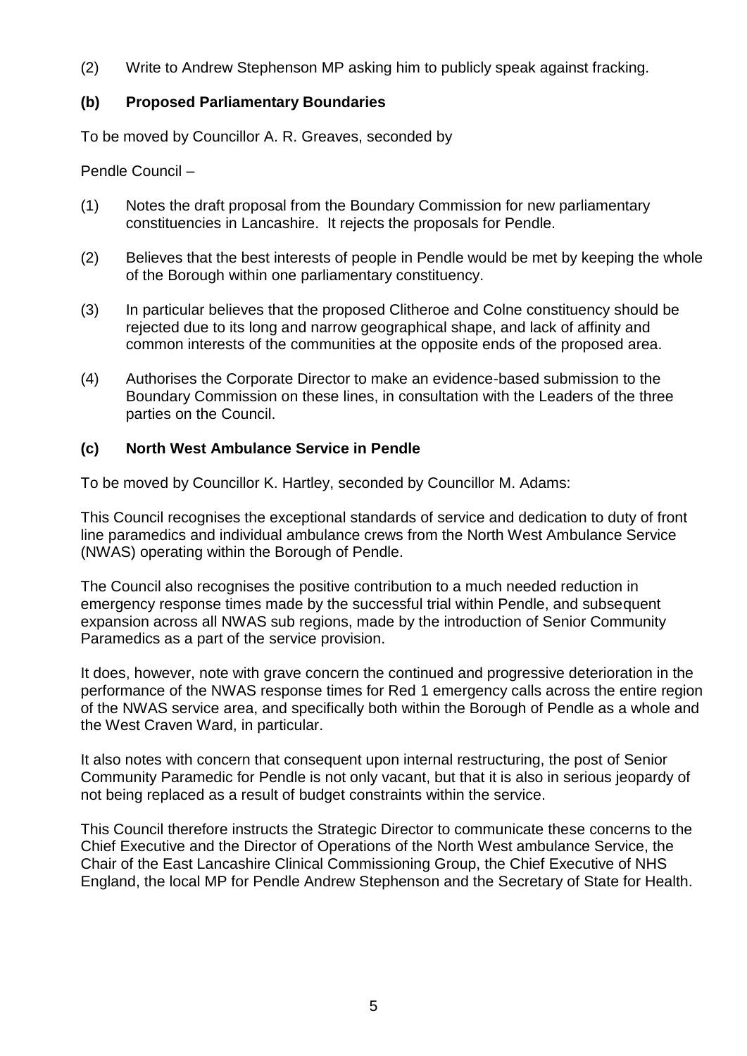(2) Write to Andrew Stephenson MP asking him to publicly speak against fracking.

### (b) Proposed Parliamentary Boundaries

To be moved by Councillor A. R. Greaves, seconded by

Pendle Council –

(1) Notes the draft proposal from the Boundary Commission for new parliamentary constituencies in Lancashire. It rejects the proposals for Pendle.

(2) Believes that the best interests of people in Pendle would be met by keeping the whole of the Borough within one parliamentary constituency.

(3) In particular believes that the proposed Clitheroe and Colne constituency should be rejected due to its long and narrow geographical shape, and lack of affinity and common interests of the communities at the opposite ends of the proposed area.

(4) Authorises the Corporate Director to make an evidence-based submission to the Boundary Commission on these lines, in consultation with the Leaders of the three parties on the Council.

### (c) North West Ambulance Service in Pendle

To be moved by Councillor K. Hartley, seconded by Councillor M. Adams:

This Council recognises the exceptional standards of service and dedication to duty of front line paramedics and individual ambulance crews from the North West Ambulance Service (NWAS) operating within the Borough of Pendle.

The Council also recognises the positive contribution to a much needed reduction in emergency response times made by the successful trial within Pendle, and subsequent expansion across all NWAS sub regions, made by the introduction of Senior Community Paramedics as a part of the service provision.

It does, however, note with grave concern the continued and progressive deterioration in the performance of the NWAS response times for Red 1 emergency calls across the entire region of the NWAS service area, and specifically both within the Borough of Pendle as a whole and the West Craven Ward, in particular.

It also notes with concern that consequent upon internal restructuring, the post of Senior Community Paramedic for Pendle is not only vacant, but that it is also in serious jeopardy of not being replaced as a result of budget constraints within the service.

This Council therefore instructs the Strategic Director to communicate these concerns to the Chief Executive and the Director of Operations of the North West ambulance Service, the Chair of the East Lancashire Clinical Commissioning Group, the Chief Executive of NHS England, the local MP for Pendle Andrew Stephenson and the Secretary of State for Health.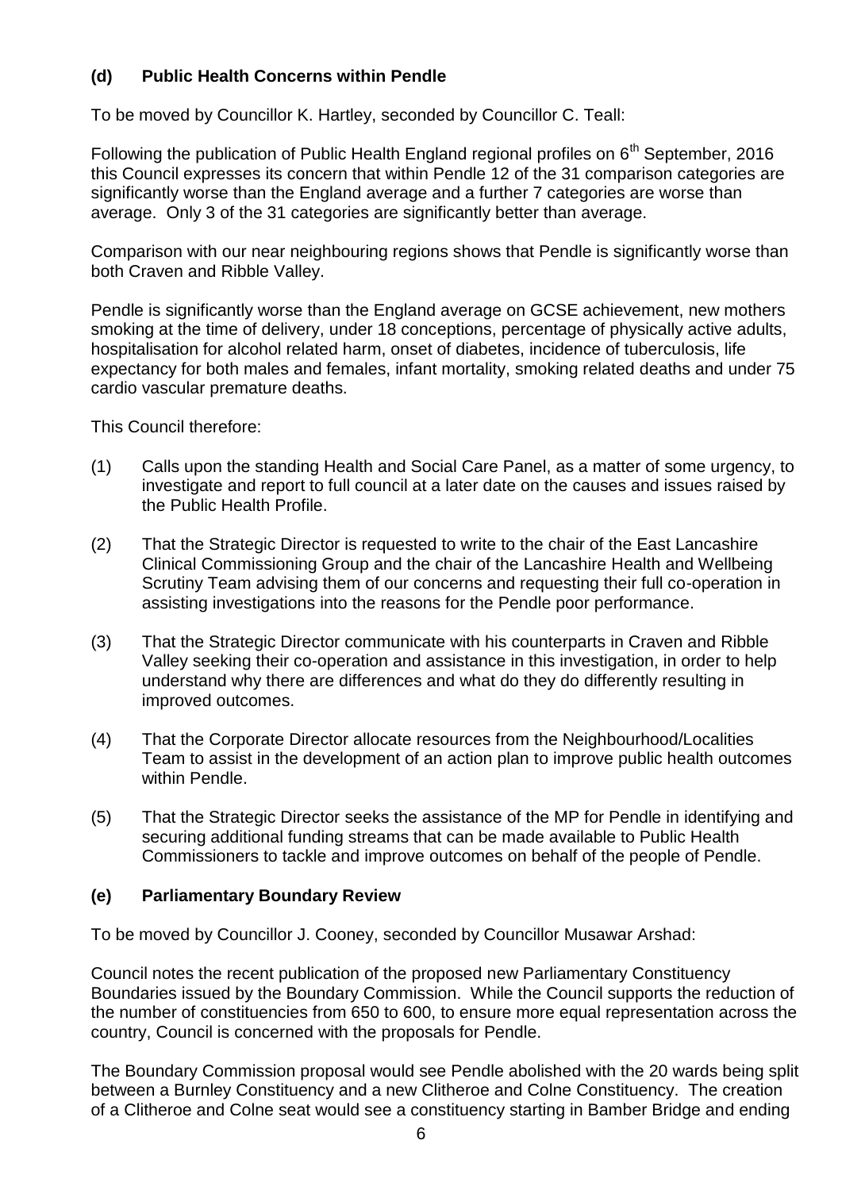### (d) Public Health Concerns within Pendle

To be moved by Councillor K. Hartley, seconded by Councillor C. Teall:

Following the publication of Public Health England regional profiles on 6th September, 2016 this Council expresses its concern that within Pendle 12 of the 31 comparison categories are significantly worse than the England average and a further 7 categories are worse than average. Only 3 of the 31 categories are significantly better than average.

Comparison with our near neighbouring regions shows that Pendle is significantly worse than both Craven and Ribble Valley.

Pendle is significantly worse than the England average on GCSE achievement, new mothers smoking at the time of delivery, under 18 conceptions, percentage of physically active adults, hospitalisation for alcohol related harm, onset of diabetes, incidence of tuberculosis, life expectancy for both males and females, infant mortality, smoking related deaths and under 75 cardio vascular premature deaths.

This Council therefore:

(1) Calls upon the standing Health and Social Care Panel, as a matter of some urgency, to investigate and report to full council at a later date on the causes and issues raised by the Public Health Profile.

(2) That the Strategic Director is requested to write to the chair of the East Lancashire Clinical Commissioning Group and the chair of the Lancashire Health and Wellbeing Scrutiny Team advising them of our concerns and requesting their full co-operation in assisting investigations into the reasons for the Pendle poor performance.

(3) That the Strategic Director communicate with his counterparts in Craven and Ribble Valley seeking their co-operation and assistance in this investigation, in order to help understand why there are differences and what do they do differently resulting in improved outcomes.

(4) That the Corporate Director allocate resources from the Neighbourhood/Localities Team to assist in the development of an action plan to improve public health outcomes within Pendle.

(5) That the Strategic Director seeks the assistance of the MP for Pendle in identifying and securing additional funding streams that can be made available to Public Health Commissioners to tackle and improve outcomes on behalf of the people of Pendle.

### (e) Parliamentary Boundary Review

To be moved by Councillor J. Cooney, seconded by Councillor Musawar Arshad:

Council notes the recent publication of the proposed new Parliamentary Constituency Boundaries issued by the Boundary Commission. While the Council supports the reduction of the number of constituencies from 650 to 600, to ensure more equal representation across the country, Council is concerned with the proposals for Pendle.

The Boundary Commission proposal would see Pendle abolished with the 20 wards being split between a Burnley Constituency and a new Clitheroe and Colne Constituency. The creation of a Clitheroe and Colne seat would see a constituency starting in Bamber Bridge and ending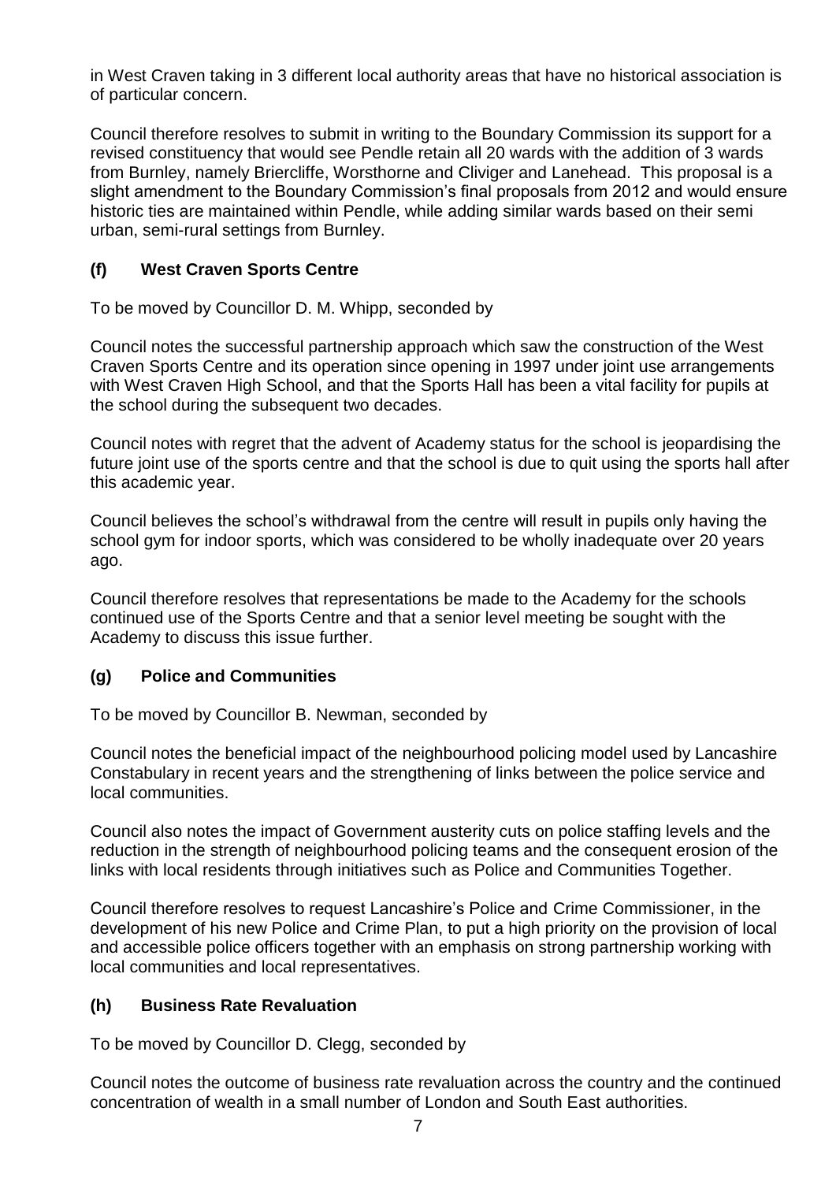in West Craven taking in 3 different local authority areas that have no historical association is of particular concern.

Council therefore resolves to submit in writing to the Boundary Commission its support for a revised constituency that would see Pendle retain all 20 wards with the addition of 3 wards from Burnley, namely Briercliffe, Worsthorne and Cliviger and Lanehead. This proposal is a slight amendment to the Boundary Commission's final proposals from 2012 and would ensure historic ties are maintained within Pendle, while adding similar wards based on their semi urban, semi-rural settings from Burnley.

### (f) West Craven Sports Centre

To be moved by Councillor D. M. Whipp, seconded by

Council notes the successful partnership approach which saw the construction of the West Craven Sports Centre and its operation since opening in 1997 under joint use arrangements with West Craven High School, and that the Sports Hall has been a vital facility for pupils at the school during the subsequent two decades.

Council notes with regret that the advent of Academy status for the school is jeopardising the future joint use of the sports centre and that the school is due to quit using the sports hall after this academic year.

Council believes the school's withdrawal from the centre will result in pupils only having the school gym for indoor sports, which was considered to be wholly inadequate over 20 years ago.

Council therefore resolves that representations be made to the Academy for the schools continued use of the Sports Centre and that a senior level meeting be sought with the Academy to discuss this issue further.

### (g) Police and Communities

To be moved by Councillor B. Newman, seconded by

Council notes the beneficial impact of the neighbourhood policing model used by Lancashire Constabulary in recent years and the strengthening of links between the police service and local communities.

Council also notes the impact of Government austerity cuts on police staffing levels and the reduction in the strength of neighbourhood policing teams and the consequent erosion of the links with local residents through initiatives such as Police and Communities Together.

Council therefore resolves to request Lancashire's Police and Crime Commissioner, in the development of his new Police and Crime Plan, to put a high priority on the provision of local and accessible police officers together with an emphasis on strong partnership working with local communities and local representatives.

### (h) Business Rate Revaluation

To be moved by Councillor D. Clegg, seconded by

Council notes the outcome of business rate revaluation across the country and the continued concentration of wealth in a small number of London and South East authorities.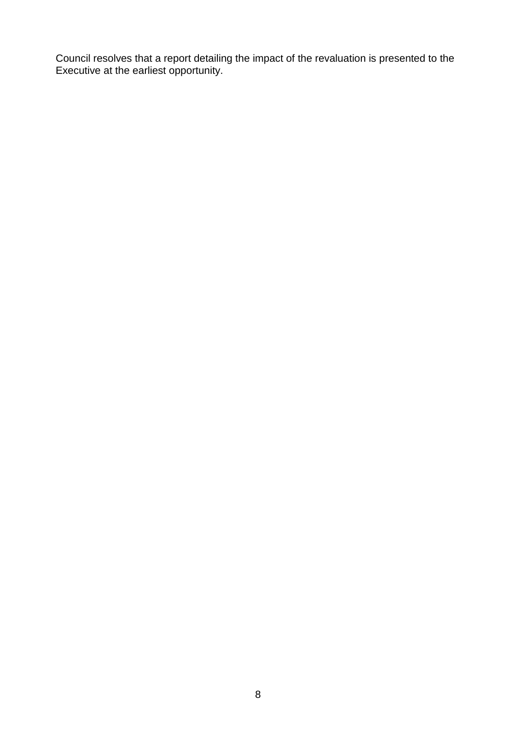Council resolves that a report detailing the impact of the revaluation is presented to the Executive at the earliest opportunity.